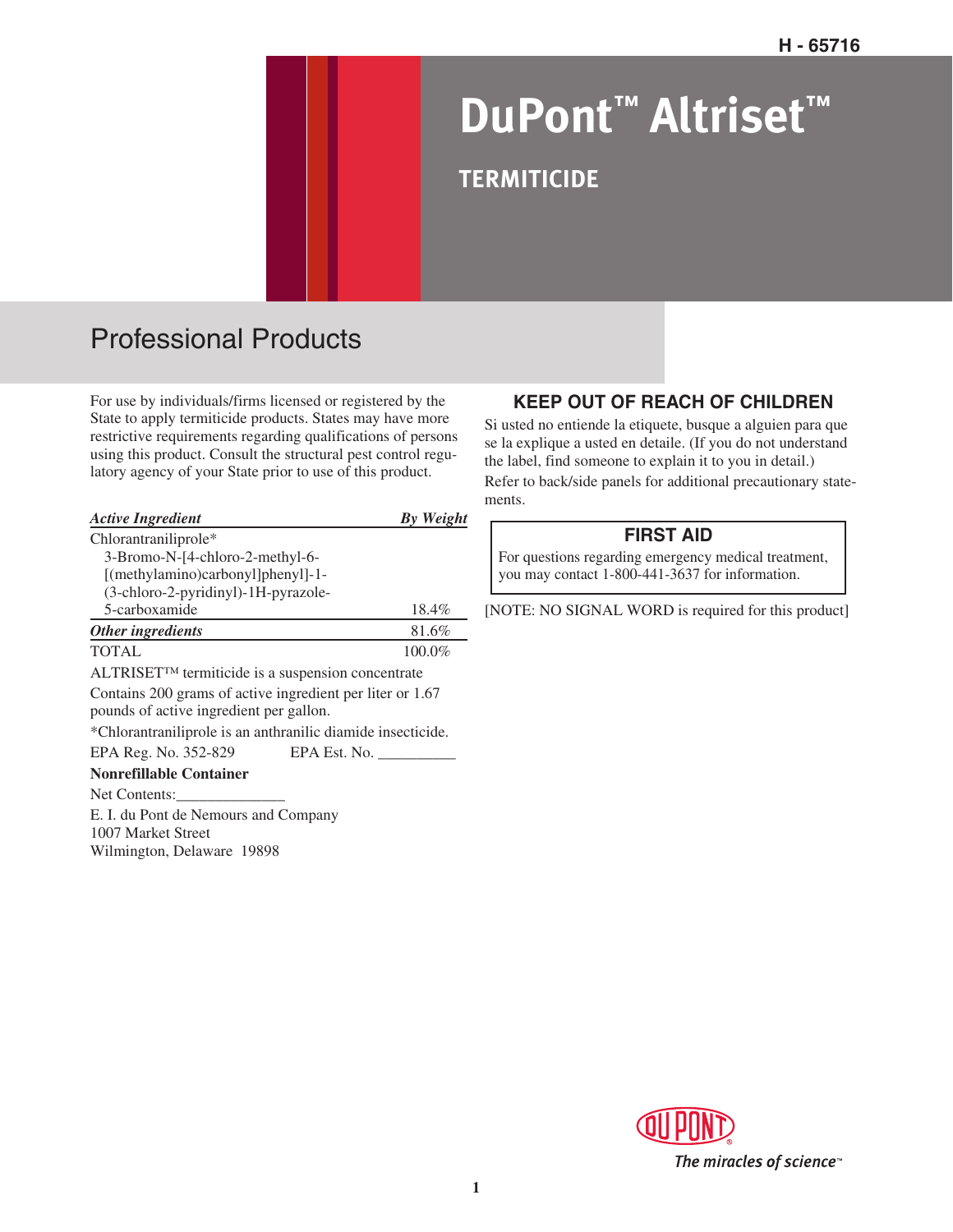H - 65716

# DuPont™ Altriset™

## TERMITICIDE

## Professional Products

For use by individuals/firms licensed or registered by the State to apply termiticide products. States may have more restrictive requirements regarding qualifications of persons using this product. Consult the structural pest control regulatory agency of your State prior to use of this product.

| *Active Ingredient* | *By Weight* |
|---|---|
| Chlorantraniliprole* 3-Bromo-N-[4-chloro-2-methyl-6-[(methylamino)carbonyl]phenyl]-1-(3-chloro-2-pyridinyl)-1H-pyrazole-5-carboxamide | 18.4% |
| *Other ingredients* | 81.6% |
| TOTAL | 100.0% |

ALTRISET™ termiticide is a suspension concentrate

Contains 200 grams of active ingredient per liter or 1.67 pounds of active ingredient per gallon.

*Chlorantraniliprole is an anthranilic diamide insecticide.

EPA Reg. No. 352-829 EPA Est. No. __________

**Nonrefillable Container**

Net Contents:______________

E. I. du Pont de Nemours and Company
1007 Market Street
Wilmington, Delaware 19898

### KEEP OUT OF REACH OF CHILDREN

Si usted no entiende la etiquete, busque a alguien para que se la explique a usted en detaile. (If you do not understand the label, find someone to explain it to you in detail.)

Refer to back/side panels for additional precautionary statements.

### FIRST AID

For questions regarding emergency medical treatment, you may contact 1-800-441-3637 for information.

[NOTE: NO SIGNAL WORD is required for this product]

DUPONT
*The miracles of science™*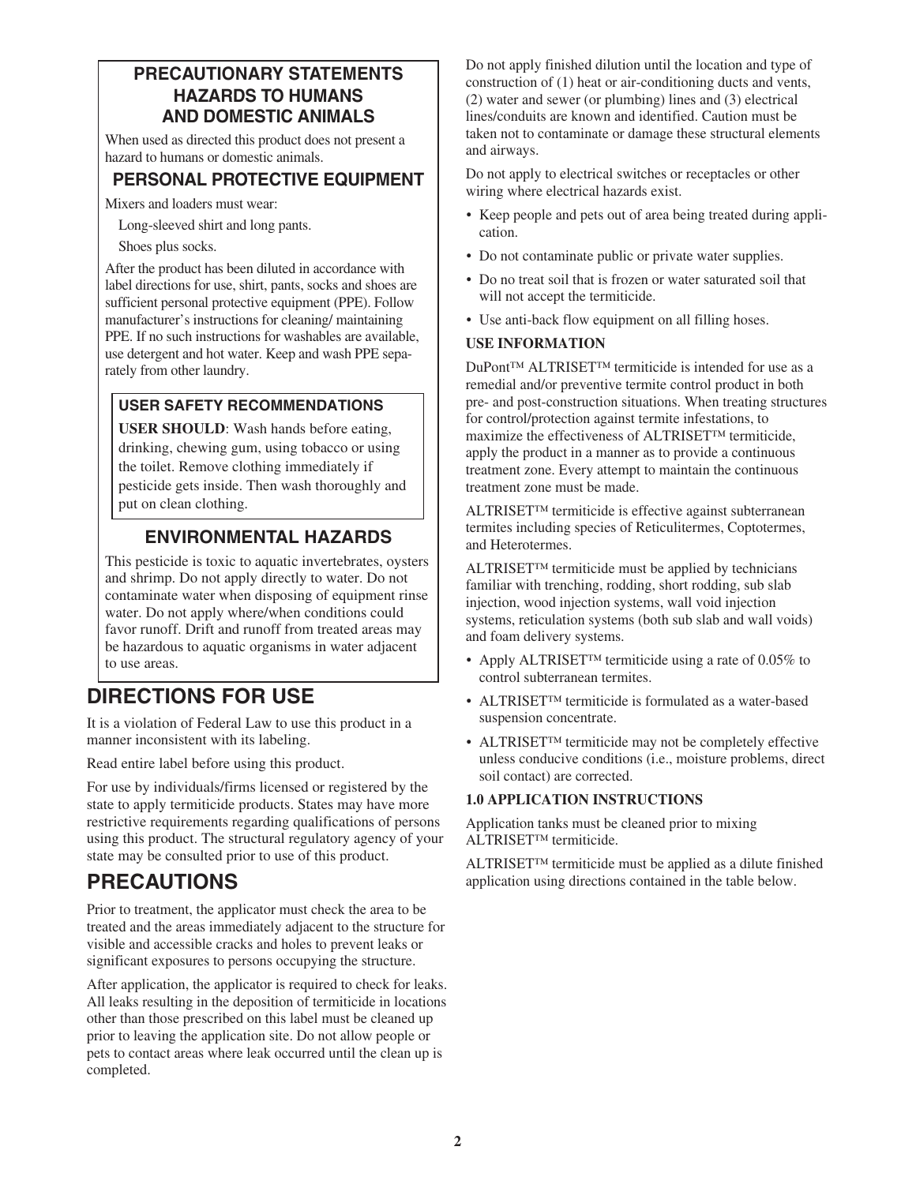## PRECAUTIONARY STATEMENTS
### HAZARDS TO HUMANS AND DOMESTIC ANIMALS

When used as directed this product does not present a hazard to humans or domestic animals.

### PERSONAL PROTECTIVE EQUIPMENT

Mixers and loaders must wear:

Long-sleeved shirt and long pants.

Shoes plus socks.

After the product has been diluted in accordance with label directions for use, shirt, pants, socks and shoes are sufficient personal protective equipment (PPE). Follow manufacturer's instructions for cleaning/ maintaining PPE. If no such instructions for washables are available, use detergent and hot water. Keep and wash PPE separately from other laundry.

#### USER SAFETY RECOMMENDATIONS

**USER SHOULD**: Wash hands before eating, drinking, chewing gum, using tobacco or using the toilet. Remove clothing immediately if pesticide gets inside. Then wash thoroughly and put on clean clothing.

### ENVIRONMENTAL HAZARDS

This pesticide is toxic to aquatic invertebrates, oysters and shrimp. Do not apply directly to water. Do not contaminate water when disposing of equipment rinse water. Do not apply where/when conditions could favor runoff. Drift and runoff from treated areas may be hazardous to aquatic organisms in water adjacent to use areas.

# DIRECTIONS FOR USE

It is a violation of Federal Law to use this product in a manner inconsistent with its labeling.

Read entire label before using this product.

For use by individuals/firms licensed or registered by the state to apply termiticide products. States may have more restrictive requirements regarding qualifications of persons using this product. The structural regulatory agency of your state may be consulted prior to use of this product.

# PRECAUTIONS

Prior to treatment, the applicator must check the area to be treated and the areas immediately adjacent to the structure for visible and accessible cracks and holes to prevent leaks or significant exposures to persons occupying the structure.

After application, the applicator is required to check for leaks. All leaks resulting in the deposition of termiticide in locations other than those prescribed on this label must be cleaned up prior to leaving the application site. Do not allow people or pets to contact areas where leak occurred until the clean up is completed.

Do not apply finished dilution until the location and type of construction of (1) heat or air-conditioning ducts and vents, (2) water and sewer (or plumbing) lines and (3) electrical lines/conduits are known and identified. Caution must be taken not to contaminate or damage these structural elements and airways.

Do not apply to electrical switches or receptacles or other wiring where electrical hazards exist.

- Keep people and pets out of area being treated during application.
- Do not contaminate public or private water supplies.
- Do no treat soil that is frozen or water saturated soil that will not accept the termiticide.
- Use anti-back flow equipment on all filling hoses.

**USE INFORMATION**

DuPont™ ALTRISET™ termiticide is intended for use as a remedial and/or preventive termite control product in both pre- and post-construction situations. When treating structures for control/protection against termite infestations, to maximize the effectiveness of ALTRISET™ termiticide, apply the product in a manner as to provide a continuous treatment zone. Every attempt to maintain the continuous treatment zone must be made.

ALTRISET™ termiticide is effective against subterranean termites including species of Reticulitermes, Coptotermes, and Heterotermes.

ALTRISET™ termiticide must be applied by technicians familiar with trenching, rodding, short rodding, sub slab injection, wood injection systems, wall void injection systems, reticulation systems (both sub slab and wall voids) and foam delivery systems.

- Apply ALTRISET™ termiticide using a rate of 0.05% to control subterranean termites.
- ALTRISET™ termiticide is formulated as a water-based suspension concentrate.
- ALTRISET™ termiticide may not be completely effective unless conducive conditions (i.e., moisture problems, direct soil contact) are corrected.

**1.0 APPLICATION INSTRUCTIONS**

Application tanks must be cleaned prior to mixing ALTRISET™ termiticide.

ALTRISET™ termiticide must be applied as a dilute finished application using directions contained in the table below.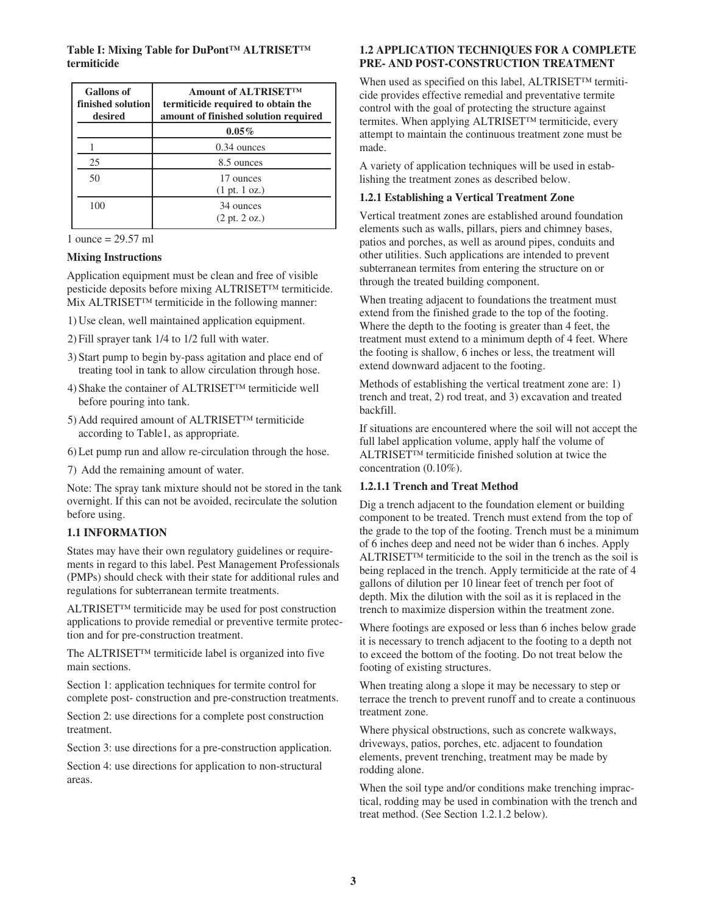**Table I: Mixing Table for DuPont™ ALTRISET™ termiticide**

| Gallons of finished solution desired | Amount of ALTRISET™ termiticide required to obtain the amount of finished solution required |
|---|---|
| | **0.05%** |
| 1 | 0.34 ounces |
| 25 | 8.5 ounces |
| 50 | 17 ounces (1 pt. 1 oz.) |
| 100 | 34 ounces (2 pt. 2 oz.) |

1 ounce = 29.57 ml

**Mixing Instructions**

Application equipment must be clean and free of visible pesticide deposits before mixing ALTRISET™ termiticide. Mix ALTRISET™ termiticide in the following manner:

1) Use clean, well maintained application equipment.
2) Fill sprayer tank 1/4 to 1/2 full with water.
3) Start pump to begin by-pass agitation and place end of treating tool in tank to allow circulation through hose.
4) Shake the container of ALTRISET™ termiticide well before pouring into tank.
5) Add required amount of ALTRISET™ termiticide according to Table1, as appropriate.
6) Let pump run and allow re-circulation through the hose.
7) Add the remaining amount of water.

Note: The spray tank mixture should not be stored in the tank overnight. If this can not be avoided, recirculate the solution before using.

### 1.1 INFORMATION

States may have their own regulatory guidelines or requirements in regard to this label. Pest Management Professionals (PMPs) should check with their state for additional rules and regulations for subterranean termite treatments.

ALTRISET™ termiticide may be used for post construction applications to provide remedial or preventive termite protection and for pre-construction treatment.

The ALTRISET™ termiticide label is organized into five main sections.

Section 1: application techniques for termite control for complete post- construction and pre-construction treatments.

Section 2: use directions for a complete post construction treatment.

Section 3: use directions for a pre-construction application.

Section 4: use directions for application to non-structural areas.

### 1.2 APPLICATION TECHNIQUES FOR A COMPLETE PRE- AND POST-CONSTRUCTION TREATMENT

When used as specified on this label, ALTRISET™ termiticide provides effective remedial and preventative termite control with the goal of protecting the structure against termites. When applying ALTRISET™ termiticide, every attempt to maintain the continuous treatment zone must be made.

A variety of application techniques will be used in establishing the treatment zones as described below.

#### 1.2.1 Establishing a Vertical Treatment Zone

Vertical treatment zones are established around foundation elements such as walls, pillars, piers and chimney bases, patios and porches, as well as around pipes, conduits and other utilities. Such applications are intended to prevent subterranean termites from entering the structure on or through the treated building component.

When treating adjacent to foundations the treatment must extend from the finished grade to the top of the footing. Where the depth to the footing is greater than 4 feet, the treatment must extend to a minimum depth of 4 feet. Where the footing is shallow, 6 inches or less, the treatment will extend downward adjacent to the footing.

Methods of establishing the vertical treatment zone are: 1) trench and treat, 2) rod treat, and 3) excavation and treated backfill.

If situations are encountered where the soil will not accept the full label application volume, apply half the volume of ALTRISET™ termiticide finished solution at twice the concentration (0.10%).

#### 1.2.1.1 Trench and Treat Method

Dig a trench adjacent to the foundation element or building component to be treated. Trench must extend from the top of the grade to the top of the footing. Trench must be a minimum of 6 inches deep and need not be wider than 6 inches. Apply ALTRISET™ termiticide to the soil in the trench as the soil is being replaced in the trench. Apply termiticide at the rate of 4 gallons of dilution per 10 linear feet of trench per foot of depth. Mix the dilution with the soil as it is replaced in the trench to maximize dispersion within the treatment zone.

Where footings are exposed or less than 6 inches below grade it is necessary to trench adjacent to the footing to a depth not to exceed the bottom of the footing. Do not treat below the footing of existing structures.

When treating along a slope it may be necessary to step or terrace the trench to prevent runoff and to create a continuous treatment zone.

Where physical obstructions, such as concrete walkways, driveways, patios, porches, etc. adjacent to foundation elements, prevent trenching, treatment may be made by rodding alone.

When the soil type and/or conditions make trenching impractical, rodding may be used in combination with the trench and treat method. (See Section 1.2.1.2 below).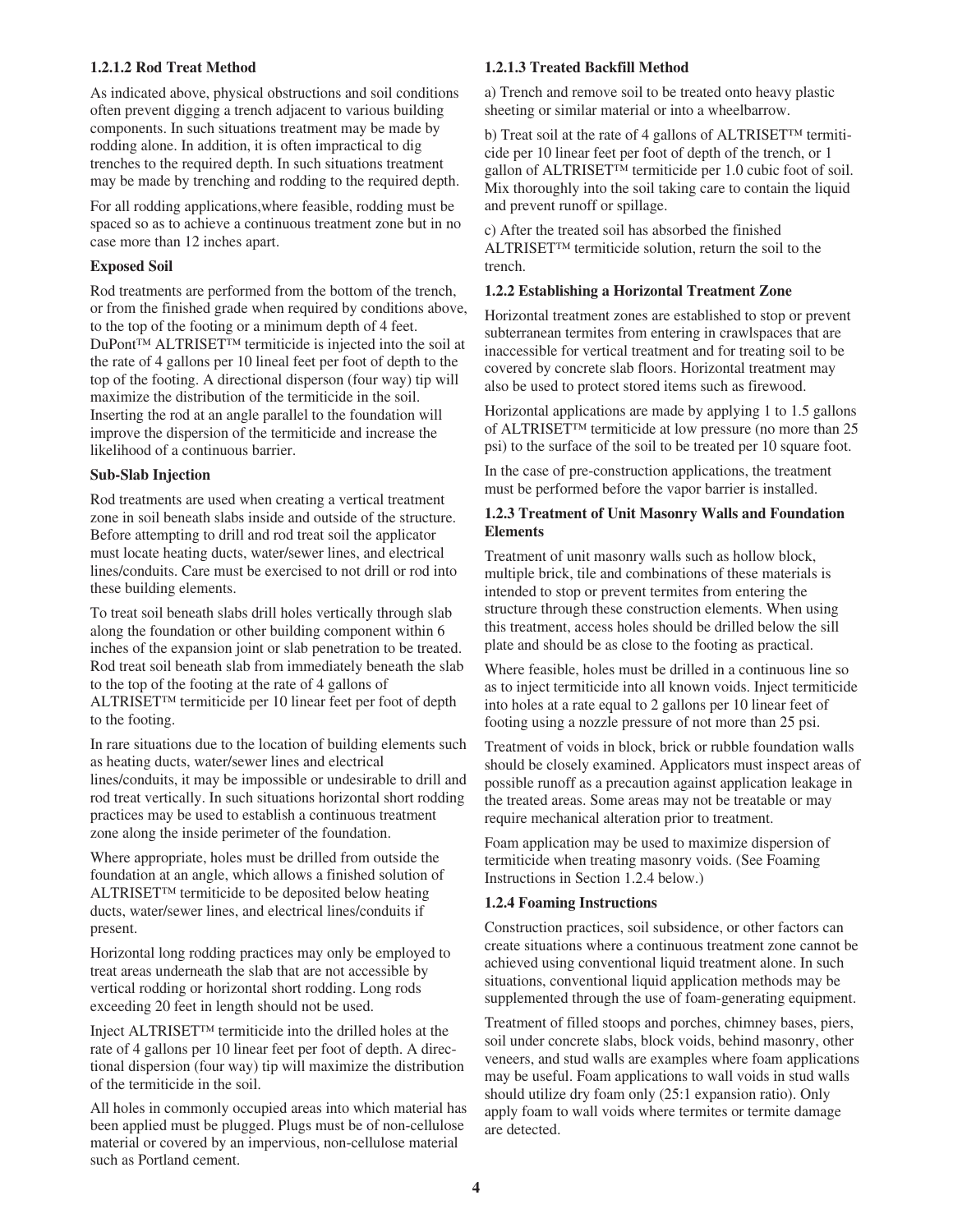#### 1.2.1.2 Rod Treat Method

As indicated above, physical obstructions and soil conditions often prevent digging a trench adjacent to various building components. In such situations treatment may be made by rodding alone. In addition, it is often impractical to dig trenches to the required depth. In such situations treatment may be made by trenching and rodding to the required depth.

For all rodding applications,where feasible, rodding must be spaced so as to achieve a continuous treatment zone but in no case more than 12 inches apart.

**Exposed Soil**

Rod treatments are performed from the bottom of the trench, or from the finished grade when required by conditions above, to the top of the footing or a minimum depth of 4 feet. DuPont™ ALTRISET™ termiticide is injected into the soil at the rate of 4 gallons per 10 lineal feet per foot of depth to the top of the footing. A directional disperson (four way) tip will maximize the distribution of the termiticide in the soil. Inserting the rod at an angle parallel to the foundation will improve the dispersion of the termiticide and increase the likelihood of a continuous barrier.

**Sub-Slab Injection**

Rod treatments are used when creating a vertical treatment zone in soil beneath slabs inside and outside of the structure. Before attempting to drill and rod treat soil the applicator must locate heating ducts, water/sewer lines, and electrical lines/conduits. Care must be exercised to not drill or rod into these building elements.

To treat soil beneath slabs drill holes vertically through slab along the foundation or other building component within 6 inches of the expansion joint or slab penetration to be treated. Rod treat soil beneath slab from immediately beneath the slab to the top of the footing at the rate of 4 gallons of ALTRISET™ termiticide per 10 linear feet per foot of depth to the footing.

In rare situations due to the location of building elements such as heating ducts, water/sewer lines and electrical lines/conduits, it may be impossible or undesirable to drill and rod treat vertically. In such situations horizontal short rodding practices may be used to establish a continuous treatment zone along the inside perimeter of the foundation.

Where appropriate, holes must be drilled from outside the foundation at an angle, which allows a finished solution of ALTRISET™ termiticide to be deposited below heating ducts, water/sewer lines, and electrical lines/conduits if present.

Horizontal long rodding practices may only be employed to treat areas underneath the slab that are not accessible by vertical rodding or horizontal short rodding. Long rods exceeding 20 feet in length should not be used.

Inject ALTRISET™ termiticide into the drilled holes at the rate of 4 gallons per 10 linear feet per foot of depth. A directional dispersion (four way) tip will maximize the distribution of the termiticide in the soil.

All holes in commonly occupied areas into which material has been applied must be plugged. Plugs must be of non-cellulose material or covered by an impervious, non-cellulose material such as Portland cement.

#### 1.2.1.3 Treated Backfill Method

a) Trench and remove soil to be treated onto heavy plastic sheeting or similar material or into a wheelbarrow.

b) Treat soil at the rate of 4 gallons of ALTRISET™ termiticide per 10 linear feet per foot of depth of the trench, or 1 gallon of ALTRISET™ termiticide per 1.0 cubic foot of soil. Mix thoroughly into the soil taking care to contain the liquid and prevent runoff or spillage.

c) After the treated soil has absorbed the finished ALTRISET™ termiticide solution, return the soil to the trench.

### 1.2.2 Establishing a Horizontal Treatment Zone

Horizontal treatment zones are established to stop or prevent subterranean termites from entering in crawlspaces that are inaccessible for vertical treatment and for treating soil to be covered by concrete slab floors. Horizontal treatment may also be used to protect stored items such as firewood.

Horizontal applications are made by applying 1 to 1.5 gallons of ALTRISET™ termiticide at low pressure (no more than 25 psi) to the surface of the soil to be treated per 10 square foot.

In the case of pre-construction applications, the treatment must be performed before the vapor barrier is installed.

### 1.2.3 Treatment of Unit Masonry Walls and Foundation Elements

Treatment of unit masonry walls such as hollow block, multiple brick, tile and combinations of these materials is intended to stop or prevent termites from entering the structure through these construction elements. When using this treatment, access holes should be drilled below the sill plate and should be as close to the footing as practical.

Where feasible, holes must be drilled in a continuous line so as to inject termiticide into all known voids. Inject termiticide into holes at a rate equal to 2 gallons per 10 linear feet of footing using a nozzle pressure of not more than 25 psi.

Treatment of voids in block, brick or rubble foundation walls should be closely examined. Applicators must inspect areas of possible runoff as a precaution against application leakage in the treated areas. Some areas may not be treatable or may require mechanical alteration prior to treatment.

Foam application may be used to maximize dispersion of termiticide when treating masonry voids. (See Foaming Instructions in Section 1.2.4 below.)

### 1.2.4 Foaming Instructions

Construction practices, soil subsidence, or other factors can create situations where a continuous treatment zone cannot be achieved using conventional liquid treatment alone. In such situations, conventional liquid application methods may be supplemented through the use of foam-generating equipment.

Treatment of filled stoops and porches, chimney bases, piers, soil under concrete slabs, block voids, behind masonry, other veneers, and stud walls are examples where foam applications may be useful. Foam applications to wall voids in stud walls should utilize dry foam only (25:1 expansion ratio). Only apply foam to wall voids where termites or termite damage are detected.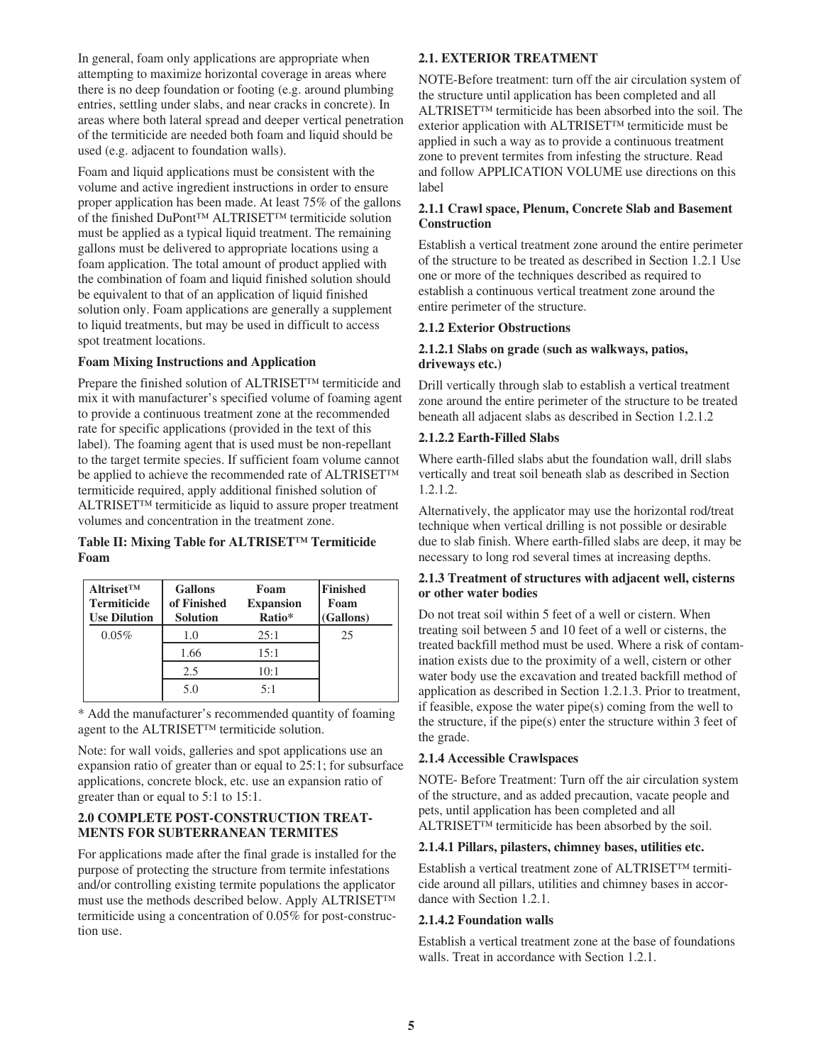In general, foam only applications are appropriate when attempting to maximize horizontal coverage in areas where there is no deep foundation or footing (e.g. around plumbing entries, settling under slabs, and near cracks in concrete). In areas where both lateral spread and deeper vertical penetration of the termiticide are needed both foam and liquid should be used (e.g. adjacent to foundation walls).

Foam and liquid applications must be consistent with the volume and active ingredient instructions in order to ensure proper application has been made. At least 75% of the gallons of the finished DuPont™ ALTRISET™ termiticide solution must be applied as a typical liquid treatment. The remaining gallons must be delivered to appropriate locations using a foam application. The total amount of product applied with the combination of foam and liquid finished solution should be equivalent to that of an application of liquid finished solution only. Foam applications are generally a supplement to liquid treatments, but may be used in difficult to access spot treatment locations.

**Foam Mixing Instructions and Application**

Prepare the finished solution of ALTRISET™ termiticide and mix it with manufacturer's specified volume of foaming agent to provide a continuous treatment zone at the recommended rate for specific applications (provided in the text of this label). The foaming agent that is used must be non-repellant to the target termite species. If sufficient foam volume cannot be applied to achieve the recommended rate of ALTRISET™ termiticide required, apply additional finished solution of ALTRISET™ termiticide as liquid to assure proper treatment volumes and concentration in the treatment zone.

**Table II: Mixing Table for ALTRISET™ Termiticide Foam**

| Altriset™ Termiticide Use Dilution | Gallons of Finished Solution | Foam Expansion Ratio* | Finished Foam (Gallons) |
|---|---|---|---|
| 0.05% | 1.0 | 25:1 | 25 |
| | 1.66 | 15:1 | |
| | 2.5 | 10:1 | |
| | 5.0 | 5:1 | |

* Add the manufacturer's recommended quantity of foaming agent to the ALTRISET™ termiticide solution.

Note: for wall voids, galleries and spot applications use an expansion ratio of greater than or equal to 25:1; for subsurface applications, concrete block, etc. use an expansion ratio of greater than or equal to 5:1 to 15:1.

## 2.0 COMPLETE POST-CONSTRUCTION TREATMENTS FOR SUBTERRANEAN TERMITES

For applications made after the final grade is installed for the purpose of protecting the structure from termite infestations and/or controlling existing termite populations the applicator must use the methods described below. Apply ALTRISET™ termiticide using a concentration of 0.05% for post-construction use.

### 2.1. EXTERIOR TREATMENT

NOTE-Before treatment: turn off the air circulation system of the structure until application has been completed and all ALTRISET™ termiticide has been absorbed into the soil. The exterior application with ALTRISET™ termiticide must be applied in such a way as to provide a continuous treatment zone to prevent termites from infesting the structure. Read and follow APPLICATION VOLUME use directions on this label

**2.1.1 Crawl space, Plenum, Concrete Slab and Basement Construction**

Establish a vertical treatment zone around the entire perimeter of the structure to be treated as described in Section 1.2.1 Use one or more of the techniques described as required to establish a continuous vertical treatment zone around the entire perimeter of the structure.

**2.1.2 Exterior Obstructions**

**2.1.2.1 Slabs on grade (such as walkways, patios, driveways etc.)**

Drill vertically through slab to establish a vertical treatment zone around the entire perimeter of the structure to be treated beneath all adjacent slabs as described in Section 1.2.1.2

**2.1.2.2 Earth-Filled Slabs**

Where earth-filled slabs abut the foundation wall, drill slabs vertically and treat soil beneath slab as described in Section 1.2.1.2.

Alternatively, the applicator may use the horizontal rod/treat technique when vertical drilling is not possible or desirable due to slab finish. Where earth-filled slabs are deep, it may be necessary to long rod several times at increasing depths.

**2.1.3 Treatment of structures with adjacent well, cisterns or other water bodies**

Do not treat soil within 5 feet of a well or cistern. When treating soil between 5 and 10 feet of a well or cisterns, the treated backfill method must be used. Where a risk of contamination exists due to the proximity of a well, cistern or other water body use the excavation and treated backfill method of application as described in Section 1.2.1.3. Prior to treatment, if feasible, expose the water pipe(s) coming from the well to the structure, if the pipe(s) enter the structure within 3 feet of the grade.

**2.1.4 Accessible Crawlspaces**

NOTE- Before Treatment: Turn off the air circulation system of the structure, and as added precaution, vacate people and pets, until application has been completed and all ALTRISET™ termiticide has been absorbed by the soil.

**2.1.4.1 Pillars, pilasters, chimney bases, utilities etc.**

Establish a vertical treatment zone of ALTRISET™ termiticide around all pillars, utilities and chimney bases in accordance with Section 1.2.1.

**2.1.4.2 Foundation walls**

Establish a vertical treatment zone at the base of foundations walls. Treat in accordance with Section 1.2.1.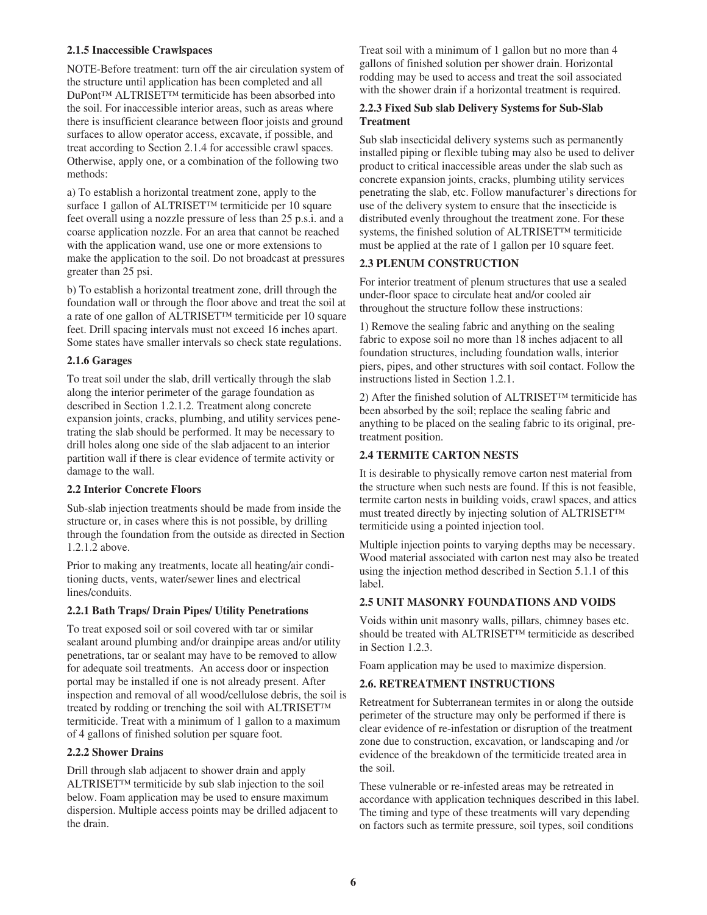### 2.1.5 Inaccessible Crawlspaces

NOTE-Before treatment: turn off the air circulation system of the structure until application has been completed and all DuPont™ ALTRISET™ termiticide has been absorbed into the soil. For inaccessible interior areas, such as areas where there is insufficient clearance between floor joists and ground surfaces to allow operator access, excavate, if possible, and treat according to Section 2.1.4 for accessible crawl spaces. Otherwise, apply one, or a combination of the following two methods:

a) To establish a horizontal treatment zone, apply to the surface 1 gallon of ALTRISET™ termiticide per 10 square feet overall using a nozzle pressure of less than 25 p.s.i. and a coarse application nozzle. For an area that cannot be reached with the application wand, use one or more extensions to make the application to the soil. Do not broadcast at pressures greater than 25 psi.

b) To establish a horizontal treatment zone, drill through the foundation wall or through the floor above and treat the soil at a rate of one gallon of ALTRISET™ termiticide per 10 square feet. Drill spacing intervals must not exceed 16 inches apart. Some states have smaller intervals so check state regulations.

### 2.1.6 Garages

To treat soil under the slab, drill vertically through the slab along the interior perimeter of the garage foundation as described in Section 1.2.1.2. Treatment along concrete expansion joints, cracks, plumbing, and utility services penetrating the slab should be performed. It may be necessary to drill holes along one side of the slab adjacent to an interior partition wall if there is clear evidence of termite activity or damage to the wall.

### 2.2 Interior Concrete Floors

Sub-slab injection treatments should be made from inside the structure or, in cases where this is not possible, by drilling through the foundation from the outside as directed in Section 1.2.1.2 above.

Prior to making any treatments, locate all heating/air conditioning ducts, vents, water/sewer lines and electrical lines/conduits.

### 2.2.1 Bath Traps/ Drain Pipes/ Utility Penetrations

To treat exposed soil or soil covered with tar or similar sealant around plumbing and/or drainpipe areas and/or utility penetrations, tar or sealant may have to be removed to allow for adequate soil treatments. An access door or inspection portal may be installed if one is not already present. After inspection and removal of all wood/cellulose debris, the soil is treated by rodding or trenching the soil with ALTRISET™ termiticide. Treat with a minimum of 1 gallon to a maximum of 4 gallons of finished solution per square foot.

### 2.2.2 Shower Drains

Drill through slab adjacent to shower drain and apply ALTRISET™ termiticide by sub slab injection to the soil below. Foam application may be used to ensure maximum dispersion. Multiple access points may be drilled adjacent to the drain.

Treat soil with a minimum of 1 gallon but no more than 4 gallons of finished solution per shower drain. Horizontal rodding may be used to access and treat the soil associated with the shower drain if a horizontal treatment is required.

### 2.2.3 Fixed Sub slab Delivery Systems for Sub-Slab Treatment

Sub slab insecticidal delivery systems such as permanently installed piping or flexible tubing may also be used to deliver product to critical inaccessible areas under the slab such as concrete expansion joints, cracks, plumbing utility services penetrating the slab, etc. Follow manufacturer's directions for use of the delivery system to ensure that the insecticide is distributed evenly throughout the treatment zone. For these systems, the finished solution of ALTRISET™ termiticide must be applied at the rate of 1 gallon per 10 square feet.

### 2.3 PLENUM CONSTRUCTION

For interior treatment of plenum structures that use a sealed under-floor space to circulate heat and/or cooled air throughout the structure follow these instructions:

1) Remove the sealing fabric and anything on the sealing fabric to expose soil no more than 18 inches adjacent to all foundation structures, including foundation walls, interior piers, pipes, and other structures with soil contact. Follow the instructions listed in Section 1.2.1.

2) After the finished solution of ALTRISET™ termiticide has been absorbed by the soil; replace the sealing fabric and anything to be placed on the sealing fabric to its original, pre-treatment position.

### 2.4 TERMITE CARTON NESTS

It is desirable to physically remove carton nest material from the structure when such nests are found. If this is not feasible, termite carton nests in building voids, crawl spaces, and attics must treated directly by injecting solution of ALTRISET™ termiticide using a pointed injection tool.

Multiple injection points to varying depths may be necessary. Wood material associated with carton nest may also be treated using the injection method described in Section 5.1.1 of this label.

### 2.5 UNIT MASONRY FOUNDATIONS AND VOIDS

Voids within unit masonry walls, pillars, chimney bases etc. should be treated with ALTRISET™ termiticide as described in Section 1.2.3.

Foam application may be used to maximize dispersion.

### 2.6. RETREATMENT INSTRUCTIONS

Retreatment for Subterranean termites in or along the outside perimeter of the structure may only be performed if there is clear evidence of re-infestation or disruption of the treatment zone due to construction, excavation, or landscaping and /or evidence of the breakdown of the termiticide treated area in the soil.

These vulnerable or re-infested areas may be retreated in accordance with application techniques described in this label. The timing and type of these treatments will vary depending on factors such as termite pressure, soil types, soil conditions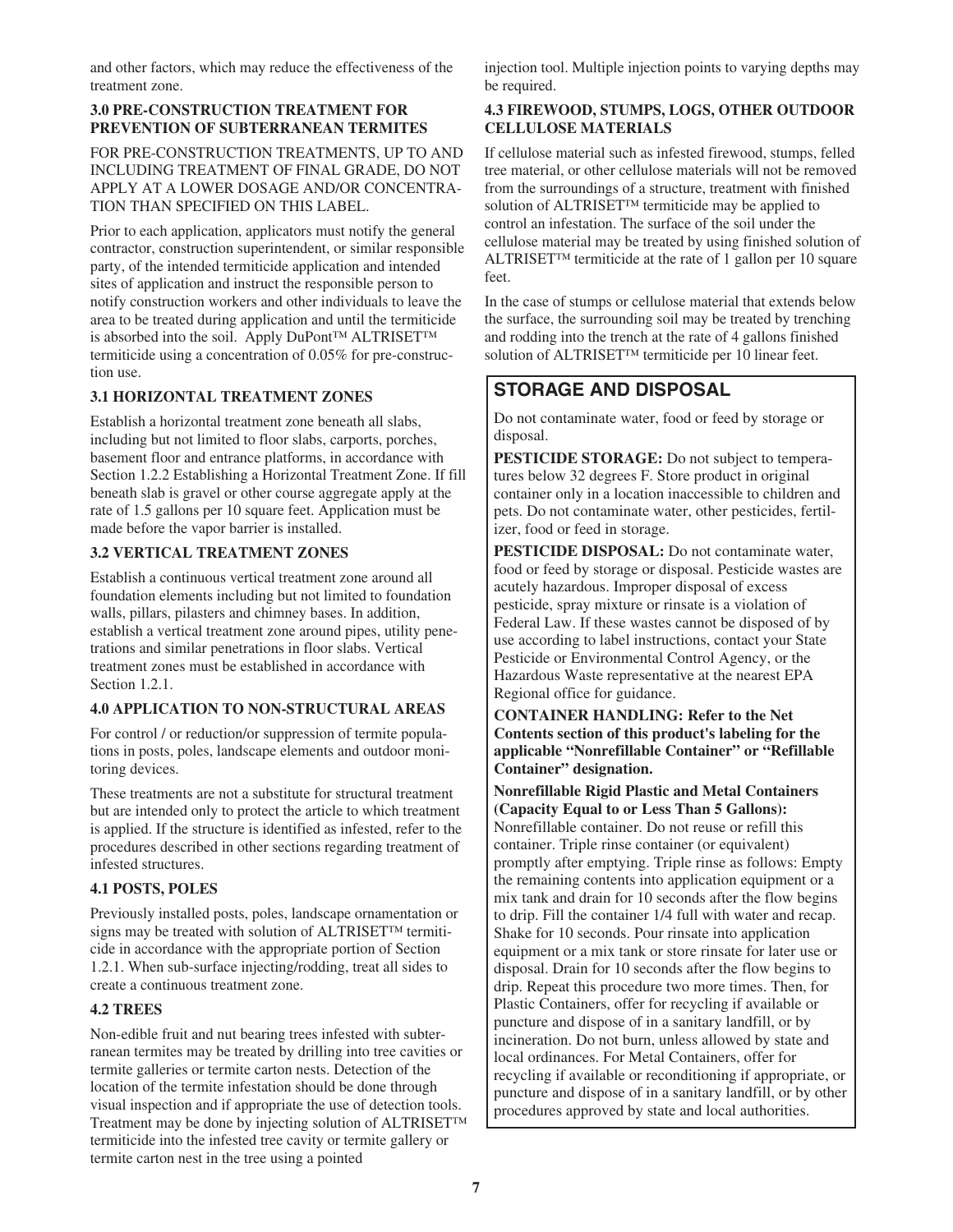and other factors, which may reduce the effectiveness of the treatment zone.

### 3.0 PRE-CONSTRUCTION TREATMENT FOR PREVENTION OF SUBTERRANEAN TERMITES

FOR PRE-CONSTRUCTION TREATMENTS, UP TO AND INCLUDING TREATMENT OF FINAL GRADE, DO NOT APPLY AT A LOWER DOSAGE AND/OR CONCENTRATION THAN SPECIFIED ON THIS LABEL.

Prior to each application, applicators must notify the general contractor, construction superintendent, or similar responsible party, of the intended termiticide application and intended sites of application and instruct the responsible person to notify construction workers and other individuals to leave the area to be treated during application and until the termiticide is absorbed into the soil. Apply DuPont™ ALTRISET™ termiticide using a concentration of 0.05% for pre-construction use.

### 3.1 HORIZONTAL TREATMENT ZONES

Establish a horizontal treatment zone beneath all slabs, including but not limited to floor slabs, carports, porches, basement floor and entrance platforms, in accordance with Section 1.2.2 Establishing a Horizontal Treatment Zone. If fill beneath slab is gravel or other course aggregate apply at the rate of 1.5 gallons per 10 square feet. Application must be made before the vapor barrier is installed.

### 3.2 VERTICAL TREATMENT ZONES

Establish a continuous vertical treatment zone around all foundation elements including but not limited to foundation walls, pillars, pilasters and chimney bases. In addition, establish a vertical treatment zone around pipes, utility penetrations and similar penetrations in floor slabs. Vertical treatment zones must be established in accordance with Section 1.2.1.

### 4.0 APPLICATION TO NON-STRUCTURAL AREAS

For control / or reduction/or suppression of termite populations in posts, poles, landscape elements and outdoor monitoring devices.

These treatments are not a substitute for structural treatment but are intended only to protect the article to which treatment is applied. If the structure is identified as infested, refer to the procedures described in other sections regarding treatment of infested structures.

### 4.1 POSTS, POLES

Previously installed posts, poles, landscape ornamentation or signs may be treated with solution of ALTRISET™ termiticide in accordance with the appropriate portion of Section 1.2.1. When sub-surface injecting/rodding, treat all sides to create a continuous treatment zone.

### 4.2 TREES

Non-edible fruit and nut bearing trees infested with subterranean termites may be treated by drilling into tree cavities or termite galleries or termite carton nests. Detection of the location of the termite infestation should be done through visual inspection and if appropriate the use of detection tools. Treatment may be done by injecting solution of ALTRISET™ termiticide into the infested tree cavity or termite gallery or termite carton nest in the tree using a pointed injection tool. Multiple injection points to varying depths may be required.

### 4.3 FIREWOOD, STUMPS, LOGS, OTHER OUTDOOR CELLULOSE MATERIALS

If cellulose material such as infested firewood, stumps, felled tree material, or other cellulose materials will not be removed from the surroundings of a structure, treatment with finished solution of ALTRISET™ termiticide may be applied to control an infestation. The surface of the soil under the cellulose material may be treated by using finished solution of ALTRISET™ termiticide at the rate of 1 gallon per 10 square feet.

In the case of stumps or cellulose material that extends below the surface, the surrounding soil may be treated by trenching and rodding into the trench at the rate of 4 gallons finished solution of ALTRISET™ termiticide per 10 linear feet.

## STORAGE AND DISPOSAL

Do not contaminate water, food or feed by storage or disposal.

**PESTICIDE STORAGE:** Do not subject to temperatures below 32 degrees F. Store product in original container only in a location inaccessible to children and pets. Do not contaminate water, other pesticides, fertilizer, food or feed in storage.

**PESTICIDE DISPOSAL:** Do not contaminate water, food or feed by storage or disposal. Pesticide wastes are acutely hazardous. Improper disposal of excess pesticide, spray mixture or rinsate is a violation of Federal Law. If these wastes cannot be disposed of by use according to label instructions, contact your State Pesticide or Environmental Control Agency, or the Hazardous Waste representative at the nearest EPA Regional office for guidance.

**CONTAINER HANDLING: Refer to the Net Contents section of this product's labeling for the applicable "Nonrefillable Container" or "Refillable Container" designation.**

**Nonrefillable Rigid Plastic and Metal Containers (Capacity Equal to or Less Than 5 Gallons):** Nonrefillable container. Do not reuse or refill this container. Triple rinse container (or equivalent) promptly after emptying. Triple rinse as follows: Empty the remaining contents into application equipment or a mix tank and drain for 10 seconds after the flow begins to drip. Fill the container 1/4 full with water and recap. Shake for 10 seconds. Pour rinsate into application equipment or a mix tank or store rinsate for later use or disposal. Drain for 10 seconds after the flow begins to drip. Repeat this procedure two more times. Then, for Plastic Containers, offer for recycling if available or puncture and dispose of in a sanitary landfill, or by incineration. Do not burn, unless allowed by state and local ordinances. For Metal Containers, offer for recycling if available or reconditioning if appropriate, or puncture and dispose of in a sanitary landfill, or by other procedures approved by state and local authorities.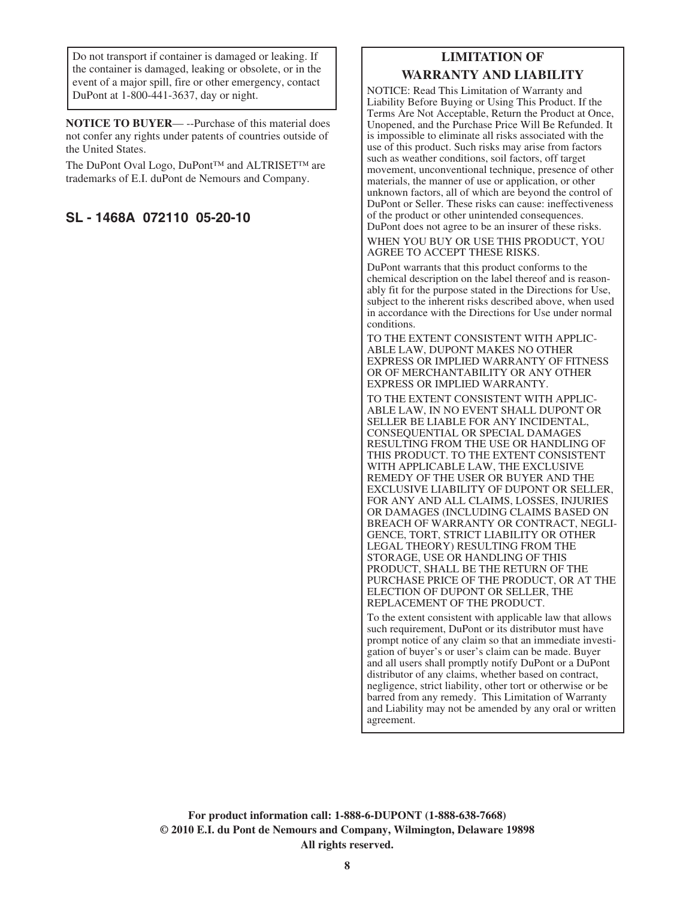Do not transport if container is damaged or leaking. If the container is damaged, leaking or obsolete, or in the event of a major spill, fire or other emergency, contact DuPont at 1-800-441-3637, day or night.

**NOTICE TO BUYER**— --Purchase of this material does not confer any rights under patents of countries outside of the United States.

The DuPont Oval Logo, DuPont™ and ALTRISET™ are trademarks of E.I. duPont de Nemours and Company.

**SL - 1468A 072110 05-20-10**

## LIMITATION OF WARRANTY AND LIABILITY

NOTICE: Read This Limitation of Warranty and Liability Before Buying or Using This Product. If the Terms Are Not Acceptable, Return the Product at Once, Unopened, and the Purchase Price Will Be Refunded. It is impossible to eliminate all risks associated with the use of this product. Such risks may arise from factors such as weather conditions, soil factors, off target movement, unconventional technique, presence of other materials, the manner of use or application, or other unknown factors, all of which are beyond the control of DuPont or Seller. These risks can cause: ineffectiveness of the product or other unintended consequences. DuPont does not agree to be an insurer of these risks.

WHEN YOU BUY OR USE THIS PRODUCT, YOU AGREE TO ACCEPT THESE RISKS.

DuPont warrants that this product conforms to the chemical description on the label thereof and is reasonably fit for the purpose stated in the Directions for Use, subject to the inherent risks described above, when used in accordance with the Directions for Use under normal conditions.

TO THE EXTENT CONSISTENT WITH APPLICABLE LAW, DUPONT MAKES NO OTHER EXPRESS OR IMPLIED WARRANTY OF FITNESS OR OF MERCHANTABILITY OR ANY OTHER EXPRESS OR IMPLIED WARRANTY.

TO THE EXTENT CONSISTENT WITH APPLICABLE LAW, IN NO EVENT SHALL DUPONT OR SELLER BE LIABLE FOR ANY INCIDENTAL, CONSEQUENTIAL OR SPECIAL DAMAGES RESULTING FROM THE USE OR HANDLING OF THIS PRODUCT. TO THE EXTENT CONSISTENT WITH APPLICABLE LAW, THE EXCLUSIVE REMEDY OF THE USER OR BUYER AND THE EXCLUSIVE LIABILITY OF DUPONT OR SELLER, FOR ANY AND ALL CLAIMS, LOSSES, INJURIES OR DAMAGES (INCLUDING CLAIMS BASED ON BREACH OF WARRANTY OR CONTRACT, NEGLIGENCE, TORT, STRICT LIABILITY OR OTHER LEGAL THEORY) RESULTING FROM THE STORAGE, USE OR HANDLING OF THIS PRODUCT, SHALL BE THE RETURN OF THE PURCHASE PRICE OF THE PRODUCT, OR AT THE ELECTION OF DUPONT OR SELLER, THE REPLACEMENT OF THE PRODUCT.

To the extent consistent with applicable law that allows such requirement, DuPont or its distributor must have prompt notice of any claim so that an immediate investigation of buyer's or user's claim can be made. Buyer and all users shall promptly notify DuPont or a DuPont distributor of any claims, whether based on contract, negligence, strict liability, other tort or otherwise or be barred from any remedy. This Limitation of Warranty and Liability may not be amended by any oral or written agreement.

**For product information call: 1-888-6-DUPONT (1-888-638-7668)**
**© 2010 E.I. du Pont de Nemours and Company, Wilmington, Delaware 19898**
**All rights reserved.**